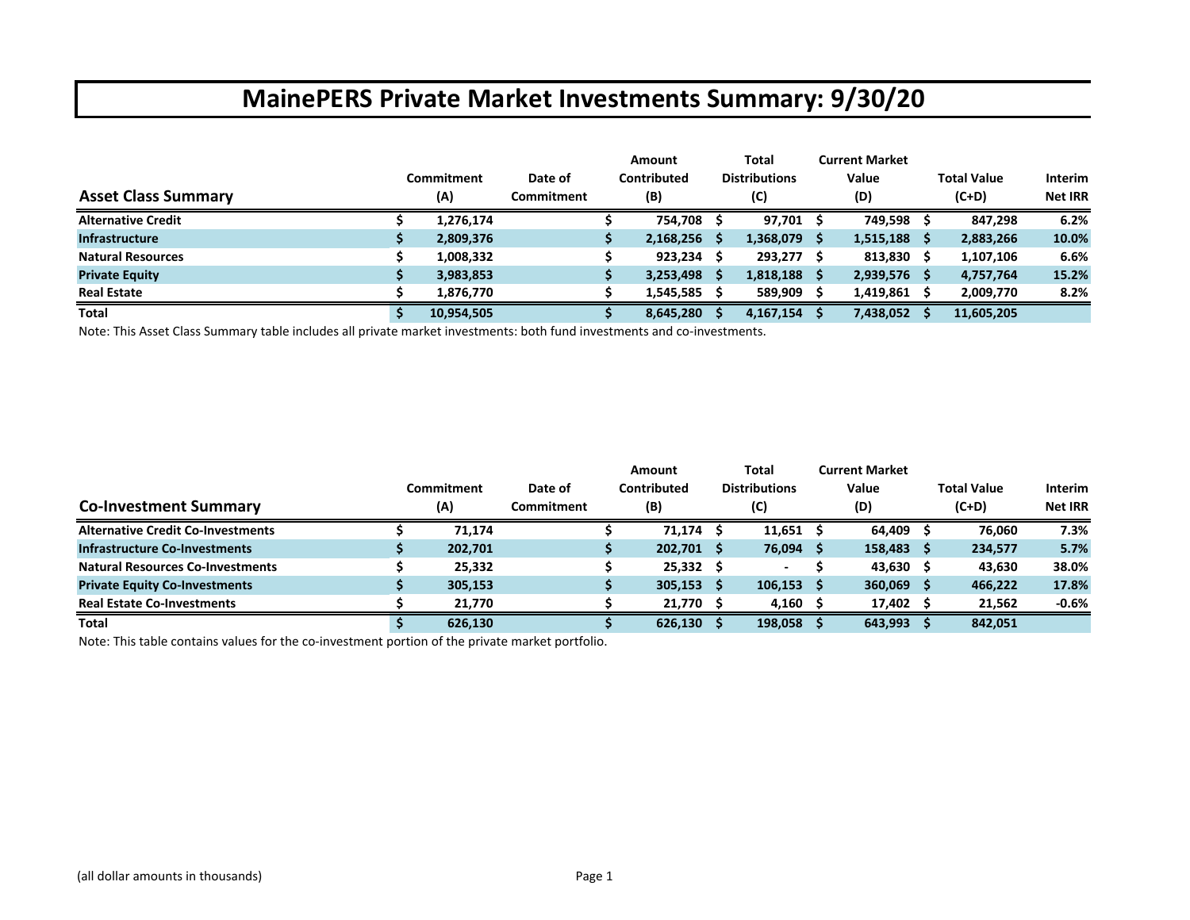# MainePERS Private Market Investments Summary: 9/30/20

| Asset Class Summary | Commitment (A) | Date of Commitment | Amount Contributed (B) | Total Distributions (C) | Current Market Value (D) | Total Value (C+D) | Interim Net IRR |
|---|---|---|---|---|---|---|---|
| **Alternative Credit** | $ 1,276,174 | | $ 754,708 | $ 97,701 | $ 749,598 | $ 847,298 | 6.2% |
| **Infrastructure** | $ 2,809,376 | | $ 2,168,256 | $ 1,368,079 | $ 1,515,188 | $ 2,883,266 | 10.0% |
| **Natural Resources** | $ 1,008,332 | | $ 923,234 | $ 293,277 | $ 813,830 | $ 1,107,106 | 6.6% |
| **Private Equity** | $ 3,983,853 | | $ 3,253,498 | $ 1,818,188 | $ 2,939,576 | $ 4,757,764 | 15.2% |
| **Real Estate** | $ 1,876,770 | | $ 1,545,585 | $ 589,909 | $ 1,419,861 | $ 2,009,770 | 8.2% |
| **Total** | $ 10,954,505 | | $ 8,645,280 | $ 4,167,154 | $ 7,438,052 | $ 11,605,205 | |

Note: This Asset Class Summary table includes all private market investments: both fund investments and co-investments.

| Co-Investment Summary | Commitment (A) | Date of Commitment | Amount Contributed (B) | Total Distributions (C) | Current Market Value (D) | Total Value (C+D) | Interim Net IRR |
|---|---|---|---|---|---|---|---|
| **Alternative Credit Co-Investments** | $ 71,174 | | $ 71,174 | $ 11,651 | $ 64,409 | $ 76,060 | 7.3% |
| **Infrastructure Co-Investments** | $ 202,701 | | $ 202,701 | $ 76,094 | $ 158,483 | $ 234,577 | 5.7% |
| **Natural Resources Co-Investments** | $ 25,332 | | $ 25,332 | $ - | $ 43,630 | $ 43,630 | 38.0% |
| **Private Equity Co-Investments** | $ 305,153 | | $ 305,153 | $ 106,153 | $ 360,069 | $ 466,222 | 17.8% |
| **Real Estate Co-Investments** | $ 21,770 | | $ 21,770 | $ 4,160 | $ 17,402 | $ 21,562 | -0.6% |
| **Total** | $ 626,130 | | $ 626,130 | $ 198,058 | $ 643,993 | $ 842,051 | |

Note: This table contains values for the co-investment portion of the private market portfolio.

(all dollar amounts in thousands)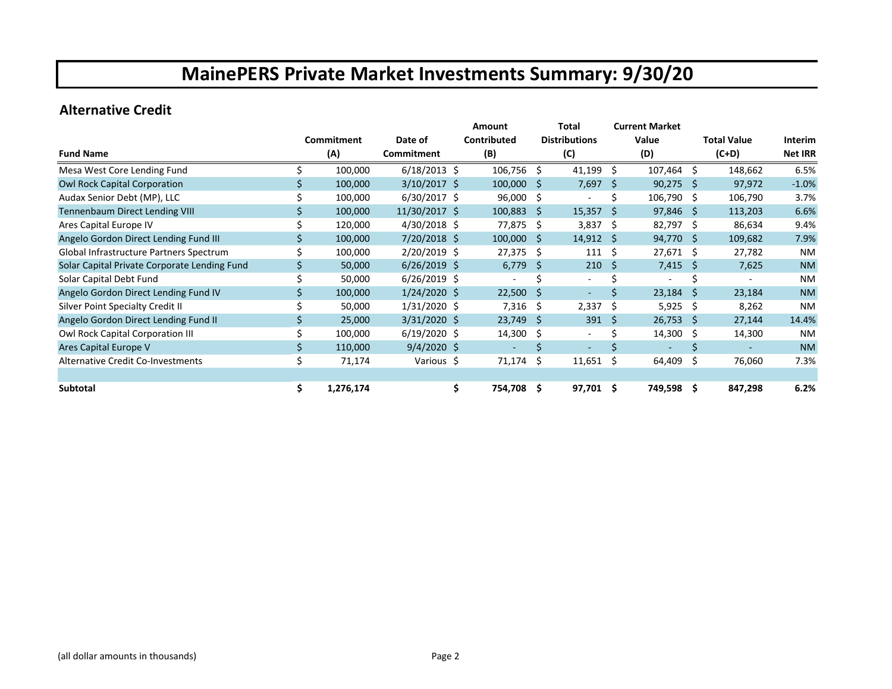# MainePERS Private Market Investments Summary: 9/30/20

## Alternative Credit

| Fund Name | Commitment (A) | Date of Commitment | Amount Contributed (B) | Total Distributions (C) | Current Market Value (D) | Total Value (C+D) | Interim Net IRR |
|---|---|---|---|---|---|---|---|
| Mesa West Core Lending Fund | $ 100,000 | 6/18/2013 | $ 106,756 | $ 41,199 | $ 107,464 | $ 148,662 | 6.5% |
| Owl Rock Capital Corporation | $ 100,000 | 3/10/2017 | $ 100,000 | $ 7,697 | $ 90,275 | $ 97,972 | -1.0% |
| Audax Senior Debt (MP), LLC | $ 100,000 | 6/30/2017 | $ 96,000 | $ - | $ 106,790 | $ 106,790 | 3.7% |
| Tennenbaum Direct Lending VIII | $ 100,000 | 11/30/2017 | $ 100,883 | $ 15,357 | $ 97,846 | $ 113,203 | 6.6% |
| Ares Capital Europe IV | $ 120,000 | 4/30/2018 | $ 77,875 | $ 3,837 | $ 82,797 | $ 86,634 | 9.4% |
| Angelo Gordon Direct Lending Fund III | $ 100,000 | 7/20/2018 | $ 100,000 | $ 14,912 | $ 94,770 | $ 109,682 | 7.9% |
| Global Infrastructure Partners Spectrum | $ 100,000 | 2/20/2019 | $ 27,375 | $ 111 | $ 27,671 | $ 27,782 | NM |
| Solar Capital Private Corporate Lending Fund | $ 50,000 | 6/26/2019 | $ 6,779 | $ 210 | $ 7,415 | $ 7,625 | NM |
| Solar Capital Debt Fund | $ 50,000 | 6/26/2019 | $ - | $ - | $ - | $ - | NM |
| Angelo Gordon Direct Lending Fund IV | $ 100,000 | 1/24/2020 | $ 22,500 | $ - | $ 23,184 | $ 23,184 | NM |
| Silver Point Specialty Credit II | $ 50,000 | 1/31/2020 | $ 7,316 | $ 2,337 | $ 5,925 | $ 8,262 | NM |
| Angelo Gordon Direct Lending Fund II | $ 25,000 | 3/31/2020 | $ 23,749 | $ 391 | $ 26,753 | $ 27,144 | 14.4% |
| Owl Rock Capital Corporation III | $ 100,000 | 6/19/2020 | $ 14,300 | $ - | $ 14,300 | $ 14,300 | NM |
| Ares Capital Europe V | $ 110,000 | 9/4/2020 | $ - | $ - | $ - | $ - | NM |
| Alternative Credit Co-Investments | $ 71,174 | Various | $ 71,174 | $ 11,651 | $ 64,409 | $ 76,060 | 7.3% |
| | | | | | | | |
| **Subtotal** | **$ 1,276,174** | | **$ 754,708** | **$ 97,701** | **$ 749,598** | **$ 847,298** | **6.2%** |

(all dollar amounts in thousands)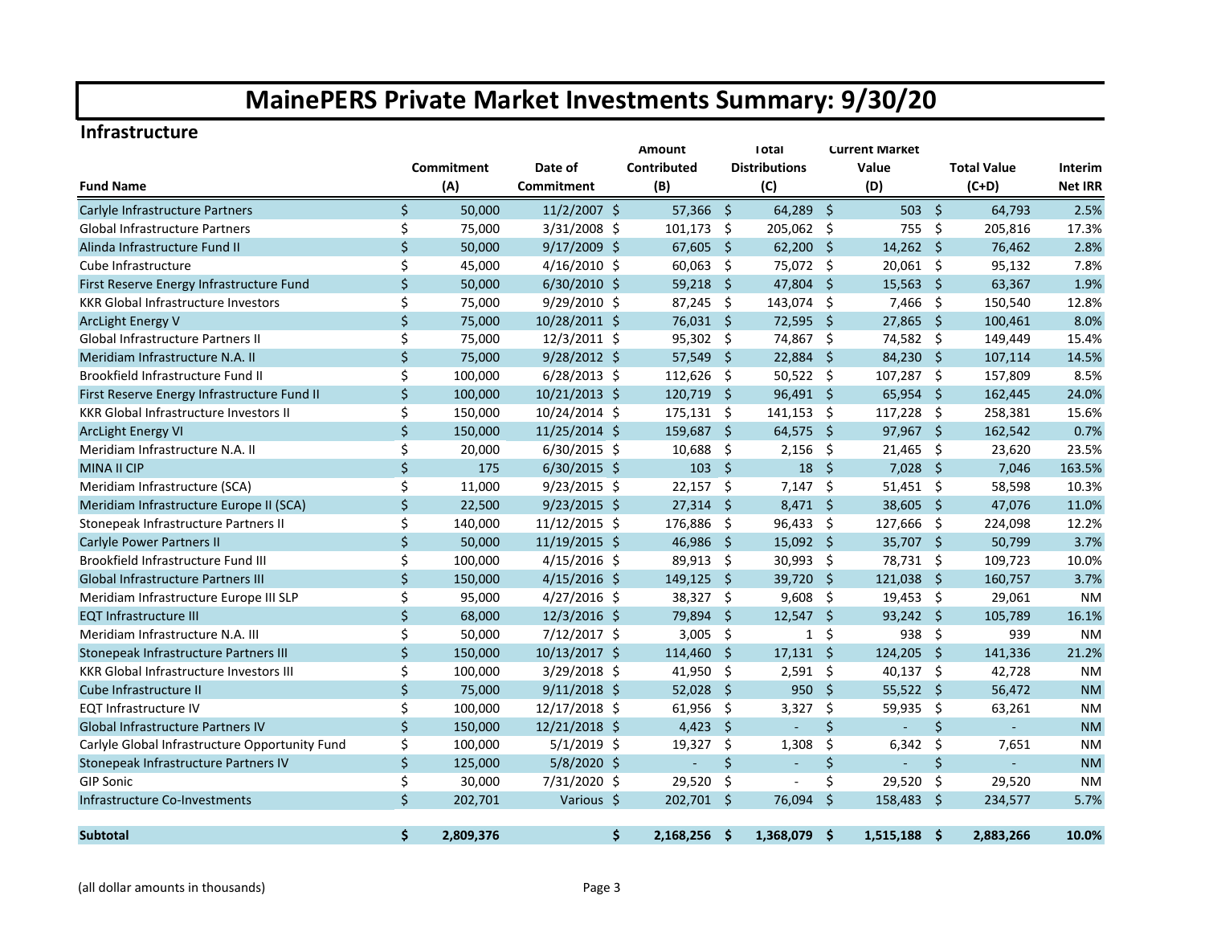# MainePERS Private Market Investments Summary: 9/30/20

## Infrastructure

| Fund Name | Commitment (A) | Date of Commitment | Amount Contributed (B) | Total Distributions (C) | Current Market Value (D) | Total Value (C+D) | Interim Net IRR |
|---|---|---|---|---|---|---|---|
| Carlyle Infrastructure Partners | $ 50,000 | 11/2/2007 | $ 57,366 | $ 64,289 | $ 503 | $ 64,793 | 2.5% |
| Global Infrastructure Partners | $ 75,000 | 3/31/2008 | $ 101,173 | $ 205,062 | $ 755 | $ 205,816 | 17.3% |
| Alinda Infrastructure Fund II | $ 50,000 | 9/17/2009 | $ 67,605 | $ 62,200 | $ 14,262 | $ 76,462 | 2.8% |
| Cube Infrastructure | $ 45,000 | 4/16/2010 | $ 60,063 | $ 75,072 | $ 20,061 | $ 95,132 | 7.8% |
| First Reserve Energy Infrastructure Fund | $ 50,000 | 6/30/2010 | $ 59,218 | $ 47,804 | $ 15,563 | $ 63,367 | 1.9% |
| KKR Global Infrastructure Investors | $ 75,000 | 9/29/2010 | $ 87,245 | $ 143,074 | $ 7,466 | $ 150,540 | 12.8% |
| ArcLight Energy V | $ 75,000 | 10/28/2011 | $ 76,031 | $ 72,595 | $ 27,865 | $ 100,461 | 8.0% |
| Global Infrastructure Partners II | $ 75,000 | 12/3/2011 | $ 95,302 | $ 74,867 | $ 74,582 | $ 149,449 | 15.4% |
| Meridiam Infrastructure N.A. II | $ 75,000 | 9/28/2012 | $ 57,549 | $ 22,884 | $ 84,230 | $ 107,114 | 14.5% |
| Brookfield Infrastructure Fund II | $ 100,000 | 6/28/2013 | $ 112,626 | $ 50,522 | $ 107,287 | $ 157,809 | 8.5% |
| First Reserve Energy Infrastructure Fund II | $ 100,000 | 10/21/2013 | $ 120,719 | $ 96,491 | $ 65,954 | $ 162,445 | 24.0% |
| KKR Global Infrastructure Investors II | $ 150,000 | 10/24/2014 | $ 175,131 | $ 141,153 | $ 117,228 | $ 258,381 | 15.6% |
| ArcLight Energy VI | $ 150,000 | 11/25/2014 | $ 159,687 | $ 64,575 | $ 97,967 | $ 162,542 | 0.7% |
| Meridiam Infrastructure N.A. II | $ 20,000 | 6/30/2015 | $ 10,688 | $ 2,156 | $ 21,465 | $ 23,620 | 23.5% |
| MINA II CIP | $ 175 | 6/30/2015 | $ 103 | $ 18 | $ 7,028 | $ 7,046 | 163.5% |
| Meridiam Infrastructure (SCA) | $ 11,000 | 9/23/2015 | $ 22,157 | $ 7,147 | $ 51,451 | $ 58,598 | 10.3% |
| Meridiam Infrastructure Europe II (SCA) | $ 22,500 | 9/23/2015 | $ 27,314 | $ 8,471 | $ 38,605 | $ 47,076 | 11.0% |
| Stonepeak Infrastructure Partners II | $ 140,000 | 11/12/2015 | $ 176,886 | $ 96,433 | $ 127,666 | $ 224,098 | 12.2% |
| Carlyle Power Partners II | $ 50,000 | 11/19/2015 | $ 46,986 | $ 15,092 | $ 35,707 | $ 50,799 | 3.7% |
| Brookfield Infrastructure Fund III | $ 100,000 | 4/15/2016 | $ 89,913 | $ 30,993 | $ 78,731 | $ 109,723 | 10.0% |
| Global Infrastructure Partners III | $ 150,000 | 4/15/2016 | $ 149,125 | $ 39,720 | $ 121,038 | $ 160,757 | 3.7% |
| Meridiam Infrastructure Europe III SLP | $ 95,000 | 4/27/2016 | $ 38,327 | $ 9,608 | $ 19,453 | $ 29,061 | NM |
| EQT Infrastructure III | $ 68,000 | 12/3/2016 | $ 79,894 | $ 12,547 | $ 93,242 | $ 105,789 | 16.1% |
| Meridiam Infrastructure N.A. III | $ 50,000 | 7/12/2017 | $ 3,005 | $ 1 | $ 938 | $ 939 | NM |
| Stonepeak Infrastructure Partners III | $ 150,000 | 10/13/2017 | $ 114,460 | $ 17,131 | $ 124,205 | $ 141,336 | 21.2% |
| KKR Global Infrastructure Investors III | $ 100,000 | 3/29/2018 | $ 41,950 | $ 2,591 | $ 40,137 | $ 42,728 | NM |
| Cube Infrastructure II | $ 75,000 | 9/11/2018 | $ 52,028 | $ 950 | $ 55,522 | $ 56,472 | NM |
| EQT Infrastructure IV | $ 100,000 | 12/17/2018 | $ 61,956 | $ 3,327 | $ 59,935 | $ 63,261 | NM |
| Global Infrastructure Partners IV | $ 150,000 | 12/21/2018 | $ 4,423 | $ - | $ - | $ - | NM |
| Carlyle Global Infrastructure Opportunity Fund | $ 100,000 | 5/1/2019 | $ 19,327 | $ 1,308 | $ 6,342 | $ 7,651 | NM |
| Stonepeak Infrastructure Partners IV | $ 125,000 | 5/8/2020 | $ - | $ - | $ - | $ - | NM |
| GIP Sonic | $ 30,000 | 7/31/2020 | $ 29,520 | $ - | $ 29,520 | $ 29,520 | NM |
| Infrastructure Co-Investments | $ 202,701 | Various | $ 202,701 | $ 76,094 | $ 158,483 | $ 234,577 | 5.7% |
| **Subtotal** | **$ 2,809,376** | | **$ 2,168,256** | **$ 1,368,079** | **$ 1,515,188** | **$ 2,883,266** | **10.0%** |

(all dollar amounts in thousands)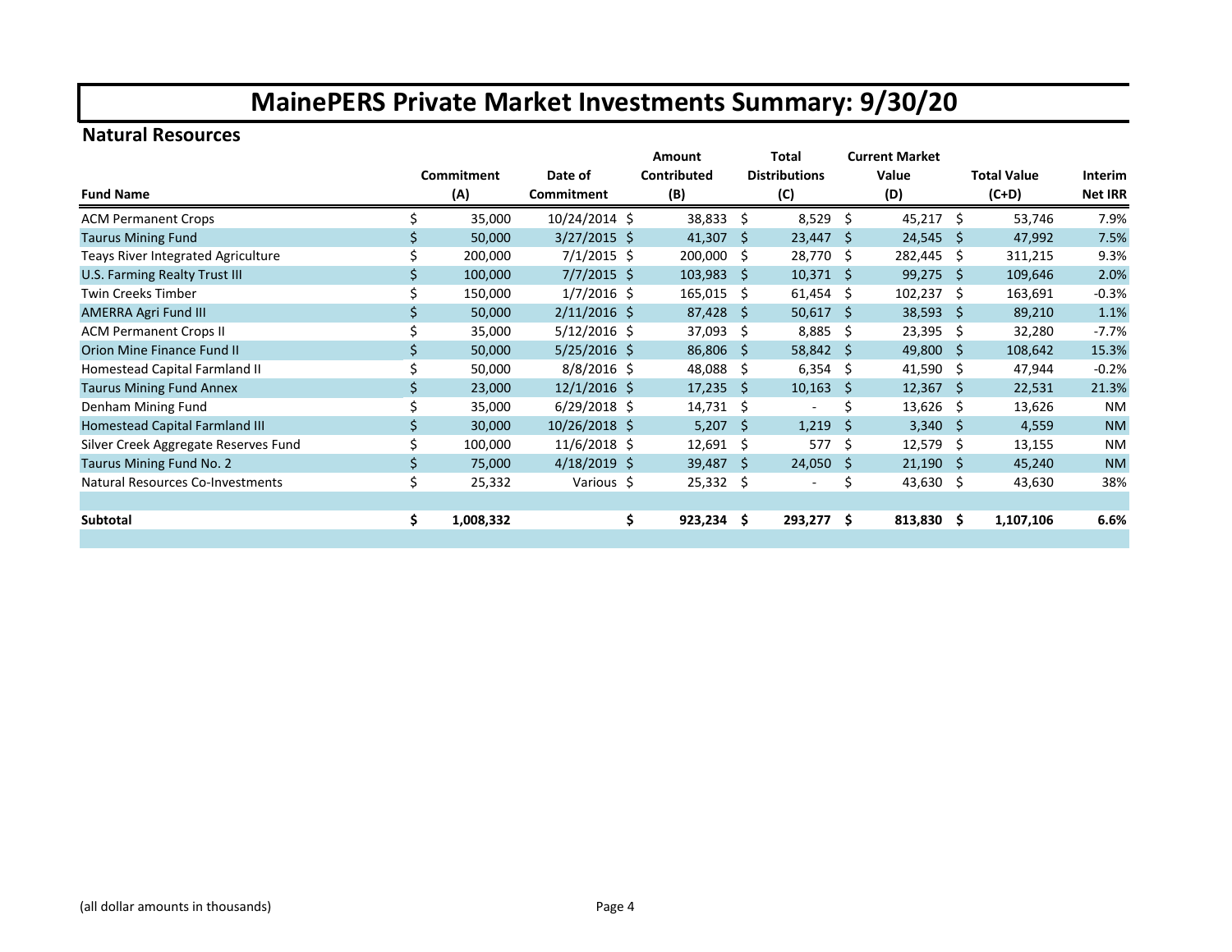# MainePERS Private Market Investments Summary: 9/30/20

## Natural Resources

| Fund Name | Commitment (A) | Date of Commitment | Amount Contributed (B) | Total Distributions (C) | Current Market Value (D) | Total Value (C+D) | Interim Net IRR |
|---|---|---|---|---|---|---|---|
| ACM Permanent Crops | $ 35,000 | 10/24/2014 | $ 38,833 | $ 8,529 | $ 45,217 | $ 53,746 | 7.9% |
| Taurus Mining Fund | $ 50,000 | 3/27/2015 | $ 41,307 | $ 23,447 | $ 24,545 | $ 47,992 | 7.5% |
| Teays River Integrated Agriculture | $ 200,000 | 7/1/2015 | $ 200,000 | $ 28,770 | $ 282,445 | $ 311,215 | 9.3% |
| U.S. Farming Realty Trust III | $ 100,000 | 7/7/2015 | $ 103,983 | $ 10,371 | $ 99,275 | $ 109,646 | 2.0% |
| Twin Creeks Timber | $ 150,000 | 1/7/2016 | $ 165,015 | $ 61,454 | $ 102,237 | $ 163,691 | -0.3% |
| AMERRA Agri Fund III | $ 50,000 | 2/11/2016 | $ 87,428 | $ 50,617 | $ 38,593 | $ 89,210 | 1.1% |
| ACM Permanent Crops II | $ 35,000 | 5/12/2016 | $ 37,093 | $ 8,885 | $ 23,395 | $ 32,280 | -7.7% |
| Orion Mine Finance Fund II | $ 50,000 | 5/25/2016 | $ 86,806 | $ 58,842 | $ 49,800 | $ 108,642 | 15.3% |
| Homestead Capital Farmland II | $ 50,000 | 8/8/2016 | $ 48,088 | $ 6,354 | $ 41,590 | $ 47,944 | -0.2% |
| Taurus Mining Fund Annex | $ 23,000 | 12/1/2016 | $ 17,235 | $ 10,163 | $ 12,367 | $ 22,531 | 21.3% |
| Denham Mining Fund | $ 35,000 | 6/29/2018 | $ 14,731 | $ - | $ 13,626 | $ 13,626 | NM |
| Homestead Capital Farmland III | $ 30,000 | 10/26/2018 | $ 5,207 | $ 1,219 | $ 3,340 | $ 4,559 | NM |
| Silver Creek Aggregate Reserves Fund | $ 100,000 | 11/6/2018 | $ 12,691 | $ 577 | $ 12,579 | $ 13,155 | NM |
| Taurus Mining Fund No. 2 | $ 75,000 | 4/18/2019 | $ 39,487 | $ 24,050 | $ 21,190 | $ 45,240 | NM |
| Natural Resources Co-Investments | $ 25,332 | Various | $ 25,332 | $ - | $ 43,630 | $ 43,630 | 38% |
| | | | | | | | |
| **Subtotal** | **$ 1,008,332** | | **$ 923,234** | **$ 293,277** | **$ 813,830** | **$ 1,107,106** | **6.6%** |

(all dollar amounts in thousands)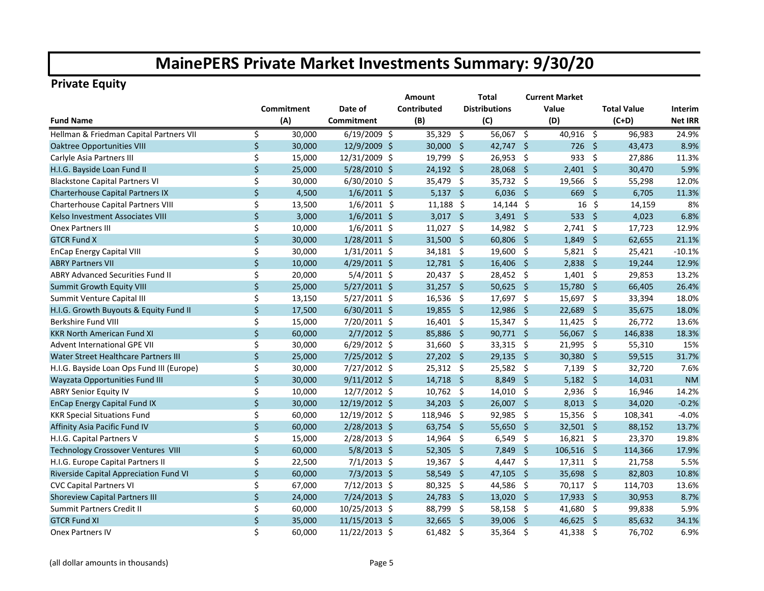# MainePERS Private Market Investments Summary: 9/30/20

## Private Equity

| Fund Name | Commitment (A) | Date of Commitment | Amount Contributed (B) | Total Distributions (C) | Current Market Value (D) | Total Value (C+D) | Interim Net IRR |
|---|---|---|---|---|---|---|---|
| Hellman & Friedman Capital Partners VII | $ 30,000 | 6/19/2009 | $ 35,329 | $ 56,067 | $ 40,916 | $ 96,983 | 24.9% |
| Oaktree Opportunities VIII | $ 30,000 | 12/9/2009 | $ 30,000 | $ 42,747 | $ 726 | $ 43,473 | 8.9% |
| Carlyle Asia Partners III | $ 15,000 | 12/31/2009 | $ 19,799 | $ 26,953 | $ 933 | $ 27,886 | 11.3% |
| H.I.G. Bayside Loan Fund II | $ 25,000 | 5/28/2010 | $ 24,192 | $ 28,068 | $ 2,401 | $ 30,470 | 5.9% |
| Blackstone Capital Partners VI | $ 30,000 | 6/30/2010 | $ 35,479 | $ 35,732 | $ 19,566 | $ 55,298 | 12.0% |
| Charterhouse Capital Partners IX | $ 4,500 | 1/6/2011 | $ 5,137 | $ 6,036 | $ 669 | $ 6,705 | 11.3% |
| Charterhouse Capital Partners VIII | $ 13,500 | 1/6/2011 | $ 11,188 | $ 14,144 | $ 16 | $ 14,159 | 8% |
| Kelso Investment Associates VIII | $ 3,000 | 1/6/2011 | $ 3,017 | $ 3,491 | $ 533 | $ 4,023 | 6.8% |
| Onex Partners III | $ 10,000 | 1/6/2011 | $ 11,027 | $ 14,982 | $ 2,741 | $ 17,723 | 12.9% |
| GTCR Fund X | $ 30,000 | 1/28/2011 | $ 31,500 | $ 60,806 | $ 1,849 | $ 62,655 | 21.1% |
| EnCap Energy Capital VIII | $ 30,000 | 1/31/2011 | $ 34,181 | $ 19,600 | $ 5,821 | $ 25,421 | -10.1% |
| ABRY Partners VII | $ 10,000 | 4/29/2011 | $ 12,781 | $ 16,406 | $ 2,838 | $ 19,244 | 12.9% |
| ABRY Advanced Securities Fund II | $ 20,000 | 5/4/2011 | $ 20,437 | $ 28,452 | $ 1,401 | $ 29,853 | 13.2% |
| Summit Growth Equity VIII | $ 25,000 | 5/27/2011 | $ 31,257 | $ 50,625 | $ 15,780 | $ 66,405 | 26.4% |
| Summit Venture Capital III | $ 13,150 | 5/27/2011 | $ 16,536 | $ 17,697 | $ 15,697 | $ 33,394 | 18.0% |
| H.I.G. Growth Buyouts & Equity Fund II | $ 17,500 | 6/30/2011 | $ 19,855 | $ 12,986 | $ 22,689 | $ 35,675 | 18.0% |
| Berkshire Fund VIII | $ 15,000 | 7/20/2011 | $ 16,401 | $ 15,347 | $ 11,425 | $ 26,772 | 13.6% |
| KKR North American Fund XI | $ 60,000 | 2/7/2012 | $ 85,886 | $ 90,771 | $ 56,067 | $ 146,838 | 18.3% |
| Advent International GPE VII | $ 30,000 | 6/29/2012 | $ 31,660 | $ 33,315 | $ 21,995 | $ 55,310 | 15% |
| Water Street Healthcare Partners III | $ 25,000 | 7/25/2012 | $ 27,202 | $ 29,135 | $ 30,380 | $ 59,515 | 31.7% |
| H.I.G. Bayside Loan Ops Fund III (Europe) | $ 30,000 | 7/27/2012 | $ 25,312 | $ 25,582 | $ 7,139 | $ 32,720 | 7.6% |
| Wayzata Opportunities Fund III | $ 30,000 | 9/11/2012 | $ 14,718 | $ 8,849 | $ 5,182 | $ 14,031 | NM |
| ABRY Senior Equity IV | $ 10,000 | 12/7/2012 | $ 10,762 | $ 14,010 | $ 2,936 | $ 16,946 | 14.2% |
| EnCap Energy Capital Fund IX | $ 30,000 | 12/19/2012 | $ 34,203 | $ 26,007 | $ 8,013 | $ 34,020 | -0.2% |
| KKR Special Situations Fund | $ 60,000 | 12/19/2012 | $ 118,946 | $ 92,985 | $ 15,356 | $ 108,341 | -4.0% |
| Affinity Asia Pacific Fund IV | $ 60,000 | 2/28/2013 | $ 63,754 | $ 55,650 | $ 32,501 | $ 88,152 | 13.7% |
| H.I.G. Capital Partners V | $ 15,000 | 2/28/2013 | $ 14,964 | $ 6,549 | $ 16,821 | $ 23,370 | 19.8% |
| Technology Crossover Ventures VIII | $ 60,000 | 5/8/2013 | $ 52,305 | $ 7,849 | $ 106,516 | $ 114,366 | 17.9% |
| H.I.G. Europe Capital Partners II | $ 22,500 | 7/1/2013 | $ 19,367 | $ 4,447 | $ 17,311 | $ 21,758 | 5.5% |
| Riverside Capital Appreciation Fund VI | $ 60,000 | 7/3/2013 | $ 58,549 | $ 47,105 | $ 35,698 | $ 82,803 | 10.8% |
| CVC Capital Partners VI | $ 67,000 | 7/12/2013 | $ 80,325 | $ 44,586 | $ 70,117 | $ 114,703 | 13.6% |
| Shoreview Capital Partners III | $ 24,000 | 7/24/2013 | $ 24,783 | $ 13,020 | $ 17,933 | $ 30,953 | 8.7% |
| Summit Partners Credit II | $ 60,000 | 10/25/2013 | $ 88,799 | $ 58,158 | $ 41,680 | $ 99,838 | 5.9% |
| GTCR Fund XI | $ 35,000 | 11/15/2013 | $ 32,665 | $ 39,006 | $ 46,625 | $ 85,632 | 34.1% |
| Onex Partners IV | $ 60,000 | 11/22/2013 | $ 61,482 | $ 35,364 | $ 41,338 | $ 76,702 | 6.9% |

(all dollar amounts in thousands)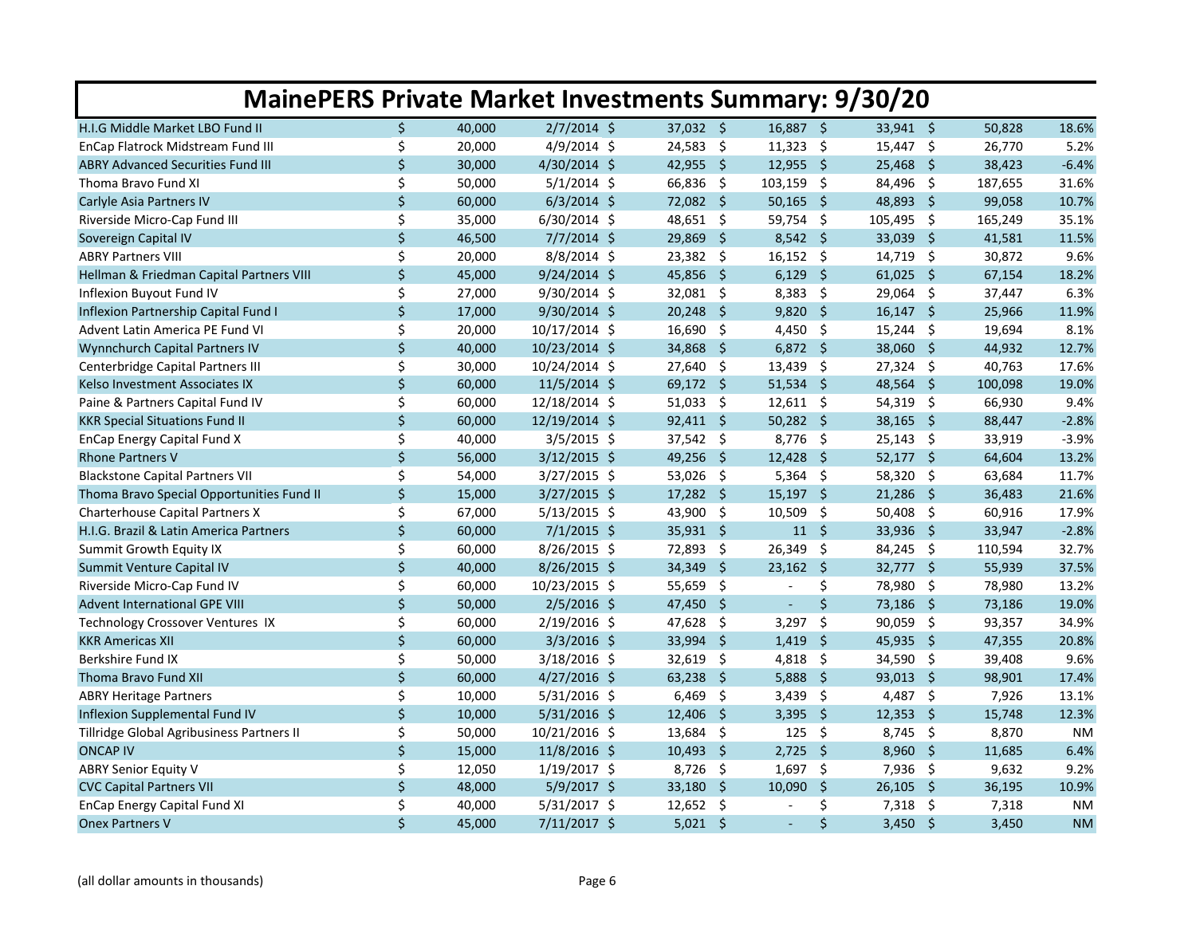# MainePERS Private Market Investments Summary: 9/30/20

| | | | | | | | | | | | |
|---|---|---|---|---|---|---|---|---|---|---|---|
| H.I.G Middle Market LBO Fund II | $ | 40,000 | 2/7/2014 | $ | 37,032 | $ | 16,887 | $ | 33,941 | $ | 50,828 | 18.6% |
| EnCap Flatrock Midstream Fund III | $ | 20,000 | 4/9/2014 | $ | 24,583 | $ | 11,323 | $ | 15,447 | $ | 26,770 | 5.2% |
| ABRY Advanced Securities Fund III | $ | 30,000 | 4/30/2014 | $ | 42,955 | $ | 12,955 | $ | 25,468 | $ | 38,423 | -6.4% |
| Thoma Bravo Fund XI | $ | 50,000 | 5/1/2014 | $ | 66,836 | $ | 103,159 | $ | 84,496 | $ | 187,655 | 31.6% |
| Carlyle Asia Partners IV | $ | 60,000 | 6/3/2014 | $ | 72,082 | $ | 50,165 | $ | 48,893 | $ | 99,058 | 10.7% |
| Riverside Micro-Cap Fund III | $ | 35,000 | 6/30/2014 | $ | 48,651 | $ | 59,754 | $ | 105,495 | $ | 165,249 | 35.1% |
| Sovereign Capital IV | $ | 46,500 | 7/7/2014 | $ | 29,869 | $ | 8,542 | $ | 33,039 | $ | 41,581 | 11.5% |
| ABRY Partners VIII | $ | 20,000 | 8/8/2014 | $ | 23,382 | $ | 16,152 | $ | 14,719 | $ | 30,872 | 9.6% |
| Hellman & Friedman Capital Partners VIII | $ | 45,000 | 9/24/2014 | $ | 45,856 | $ | 6,129 | $ | 61,025 | $ | 67,154 | 18.2% |
| Inflexion Buyout Fund IV | $ | 27,000 | 9/30/2014 | $ | 32,081 | $ | 8,383 | $ | 29,064 | $ | 37,447 | 6.3% |
| Inflexion Partnership Capital Fund I | $ | 17,000 | 9/30/2014 | $ | 20,248 | $ | 9,820 | $ | 16,147 | $ | 25,966 | 11.9% |
| Advent Latin America PE Fund VI | $ | 20,000 | 10/17/2014 | $ | 16,690 | $ | 4,450 | $ | 15,244 | $ | 19,694 | 8.1% |
| Wynnchurch Capital Partners IV | $ | 40,000 | 10/23/2014 | $ | 34,868 | $ | 6,872 | $ | 38,060 | $ | 44,932 | 12.7% |
| Centerbridge Capital Partners III | $ | 30,000 | 10/24/2014 | $ | 27,640 | $ | 13,439 | $ | 27,324 | $ | 40,763 | 17.6% |
| Kelso Investment Associates IX | $ | 60,000 | 11/5/2014 | $ | 69,172 | $ | 51,534 | $ | 48,564 | $ | 100,098 | 19.0% |
| Paine & Partners Capital Fund IV | $ | 60,000 | 12/18/2014 | $ | 51,033 | $ | 12,611 | $ | 54,319 | $ | 66,930 | 9.4% |
| KKR Special Situations Fund II | $ | 60,000 | 12/19/2014 | $ | 92,411 | $ | 50,282 | $ | 38,165 | $ | 88,447 | -2.8% |
| EnCap Energy Capital Fund X | $ | 40,000 | 3/5/2015 | $ | 37,542 | $ | 8,776 | $ | 25,143 | $ | 33,919 | -3.9% |
| Rhone Partners V | $ | 56,000 | 3/12/2015 | $ | 49,256 | $ | 12,428 | $ | 52,177 | $ | 64,604 | 13.2% |
| Blackstone Capital Partners VII | $ | 54,000 | 3/27/2015 | $ | 53,026 | $ | 5,364 | $ | 58,320 | $ | 63,684 | 11.7% |
| Thoma Bravo Special Opportunities Fund II | $ | 15,000 | 3/27/2015 | $ | 17,282 | $ | 15,197 | $ | 21,286 | $ | 36,483 | 21.6% |
| Charterhouse Capital Partners X | $ | 67,000 | 5/13/2015 | $ | 43,900 | $ | 10,509 | $ | 50,408 | $ | 60,916 | 17.9% |
| H.I.G. Brazil & Latin America Partners | $ | 60,000 | 7/1/2015 | $ | 35,931 | $ | 11 | $ | 33,936 | $ | 33,947 | -2.8% |
| Summit Growth Equity IX | $ | 60,000 | 8/26/2015 | $ | 72,893 | $ | 26,349 | $ | 84,245 | $ | 110,594 | 32.7% |
| Summit Venture Capital IV | $ | 40,000 | 8/26/2015 | $ | 34,349 | $ | 23,162 | $ | 32,777 | $ | 55,939 | 37.5% |
| Riverside Micro-Cap Fund IV | $ | 60,000 | 10/23/2015 | $ | 55,659 | $ | - | $ | 78,980 | $ | 78,980 | 13.2% |
| Advent International GPE VIII | $ | 50,000 | 2/5/2016 | $ | 47,450 | $ | - | $ | 73,186 | $ | 73,186 | 19.0% |
| Technology Crossover Ventures IX | $ | 60,000 | 2/19/2016 | $ | 47,628 | $ | 3,297 | $ | 90,059 | $ | 93,357 | 34.9% |
| KKR Americas XII | $ | 60,000 | 3/3/2016 | $ | 33,994 | $ | 1,419 | $ | 45,935 | $ | 47,355 | 20.8% |
| Berkshire Fund IX | $ | 50,000 | 3/18/2016 | $ | 32,619 | $ | 4,818 | $ | 34,590 | $ | 39,408 | 9.6% |
| Thoma Bravo Fund XII | $ | 60,000 | 4/27/2016 | $ | 63,238 | $ | 5,888 | $ | 93,013 | $ | 98,901 | 17.4% |
| ABRY Heritage Partners | $ | 10,000 | 5/31/2016 | $ | 6,469 | $ | 3,439 | $ | 4,487 | $ | 7,926 | 13.1% |
| Inflexion Supplemental Fund IV | $ | 10,000 | 5/31/2016 | $ | 12,406 | $ | 3,395 | $ | 12,353 | $ | 15,748 | 12.3% |
| Tillridge Global Agribusiness Partners II | $ | 50,000 | 10/21/2016 | $ | 13,684 | $ | 125 | $ | 8,745 | $ | 8,870 | NM |
| ONCAP IV | $ | 15,000 | 11/8/2016 | $ | 10,493 | $ | 2,725 | $ | 8,960 | $ | 11,685 | 6.4% |
| ABRY Senior Equity V | $ | 12,050 | 1/19/2017 | $ | 8,726 | $ | 1,697 | $ | 7,936 | $ | 9,632 | 9.2% |
| CVC Capital Partners VII | $ | 48,000 | 5/9/2017 | $ | 33,180 | $ | 10,090 | $ | 26,105 | $ | 36,195 | 10.9% |
| EnCap Energy Capital Fund XI | $ | 40,000 | 5/31/2017 | $ | 12,652 | $ | - | $ | 7,318 | $ | 7,318 | NM |
| Onex Partners V | $ | 45,000 | 7/11/2017 | $ | 5,021 | $ | - | $ | 3,450 | $ | 3,450 | NM |

(all dollar amounts in thousands)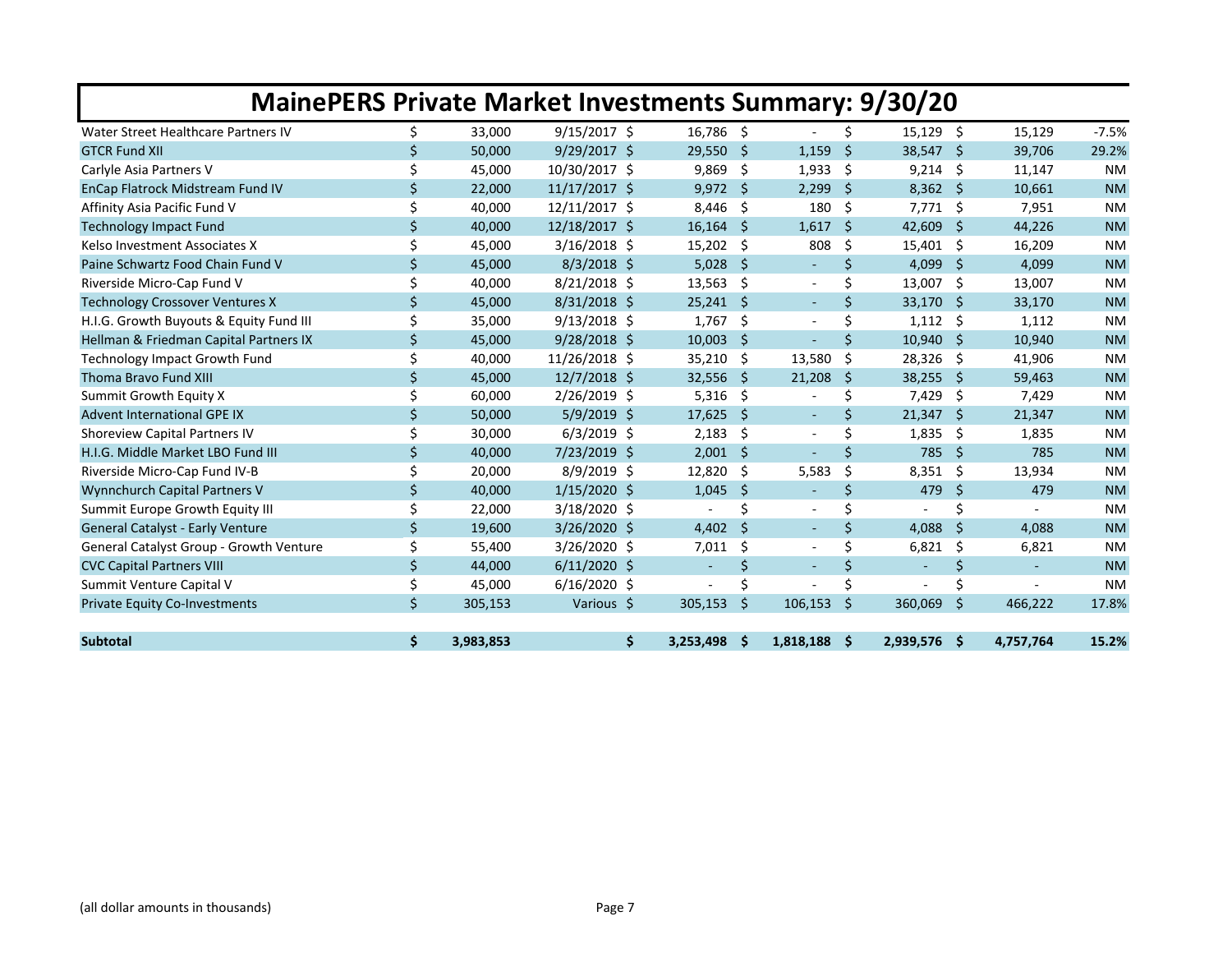# MainePERS Private Market Investments Summary: 9/30/20

| | | | | | | | |
|---|---|---|---|---|---|---|---|
| Water Street Healthcare Partners IV | $ 33,000 | 9/15/2017 | $ 16,786 | $ - | $ 15,129 | $ 15,129 | -7.5% |
| GTCR Fund XII | $ 50,000 | 9/29/2017 | $ 29,550 | $ 1,159 | $ 38,547 | $ 39,706 | 29.2% |
| Carlyle Asia Partners V | $ 45,000 | 10/30/2017 | $ 9,869 | $ 1,933 | $ 9,214 | $ 11,147 | NM |
| EnCap Flatrock Midstream Fund IV | $ 22,000 | 11/17/2017 | $ 9,972 | $ 2,299 | $ 8,362 | $ 10,661 | NM |
| Affinity Asia Pacific Fund V | $ 40,000 | 12/11/2017 | $ 8,446 | $ 180 | $ 7,771 | $ 7,951 | NM |
| Technology Impact Fund | $ 40,000 | 12/18/2017 | $ 16,164 | $ 1,617 | $ 42,609 | $ 44,226 | NM |
| Kelso Investment Associates X | $ 45,000 | 3/16/2018 | $ 15,202 | $ 808 | $ 15,401 | $ 16,209 | NM |
| Paine Schwartz Food Chain Fund V | $ 45,000 | 8/3/2018 | $ 5,028 | $ - | $ 4,099 | $ 4,099 | NM |
| Riverside Micro-Cap Fund V | $ 40,000 | 8/21/2018 | $ 13,563 | $ - | $ 13,007 | $ 13,007 | NM |
| Technology Crossover Ventures X | $ 45,000 | 8/31/2018 | $ 25,241 | $ - | $ 33,170 | $ 33,170 | NM |
| H.I.G. Growth Buyouts & Equity Fund III | $ 35,000 | 9/13/2018 | $ 1,767 | $ - | $ 1,112 | $ 1,112 | NM |
| Hellman & Friedman Capital Partners IX | $ 45,000 | 9/28/2018 | $ 10,003 | $ - | $ 10,940 | $ 10,940 | NM |
| Technology Impact Growth Fund | $ 40,000 | 11/26/2018 | $ 35,210 | $ 13,580 | $ 28,326 | $ 41,906 | NM |
| Thoma Bravo Fund XIII | $ 45,000 | 12/7/2018 | $ 32,556 | $ 21,208 | $ 38,255 | $ 59,463 | NM |
| Summit Growth Equity X | $ 60,000 | 2/26/2019 | $ 5,316 | $ - | $ 7,429 | $ 7,429 | NM |
| Advent International GPE IX | $ 50,000 | 5/9/2019 | $ 17,625 | $ - | $ 21,347 | $ 21,347 | NM |
| Shoreview Capital Partners IV | $ 30,000 | 6/3/2019 | $ 2,183 | $ - | $ 1,835 | $ 1,835 | NM |
| H.I.G. Middle Market LBO Fund III | $ 40,000 | 7/23/2019 | $ 2,001 | $ - | $ 785 | $ 785 | NM |
| Riverside Micro-Cap Fund IV-B | $ 20,000 | 8/9/2019 | $ 12,820 | $ 5,583 | $ 8,351 | $ 13,934 | NM |
| Wynnchurch Capital Partners V | $ 40,000 | 1/15/2020 | $ 1,045 | $ - | $ 479 | $ 479 | NM |
| Summit Europe Growth Equity III | $ 22,000 | 3/18/2020 | $ - | $ - | $ - | $ - | NM |
| General Catalyst - Early Venture | $ 19,600 | 3/26/2020 | $ 4,402 | $ - | $ 4,088 | $ 4,088 | NM |
| General Catalyst Group - Growth Venture | $ 55,400 | 3/26/2020 | $ 7,011 | $ - | $ 6,821 | $ 6,821 | NM |
| CVC Capital Partners VIII | $ 44,000 | 6/11/2020 | $ - | $ - | $ - | $ - | NM |
| Summit Venture Capital V | $ 45,000 | 6/16/2020 | $ - | $ - | $ - | $ - | NM |
| Private Equity Co-Investments | $ 305,153 | Various | $ 305,153 | $ 106,153 | $ 360,069 | $ 466,222 | 17.8% |
| | | | | | | | |
| **Subtotal** | **$ 3,983,853** | | **$ 3,253,498** | **$ 1,818,188** | **$ 2,939,576** | **$ 4,757,764** | **15.2%** |

(all dollar amounts in thousands)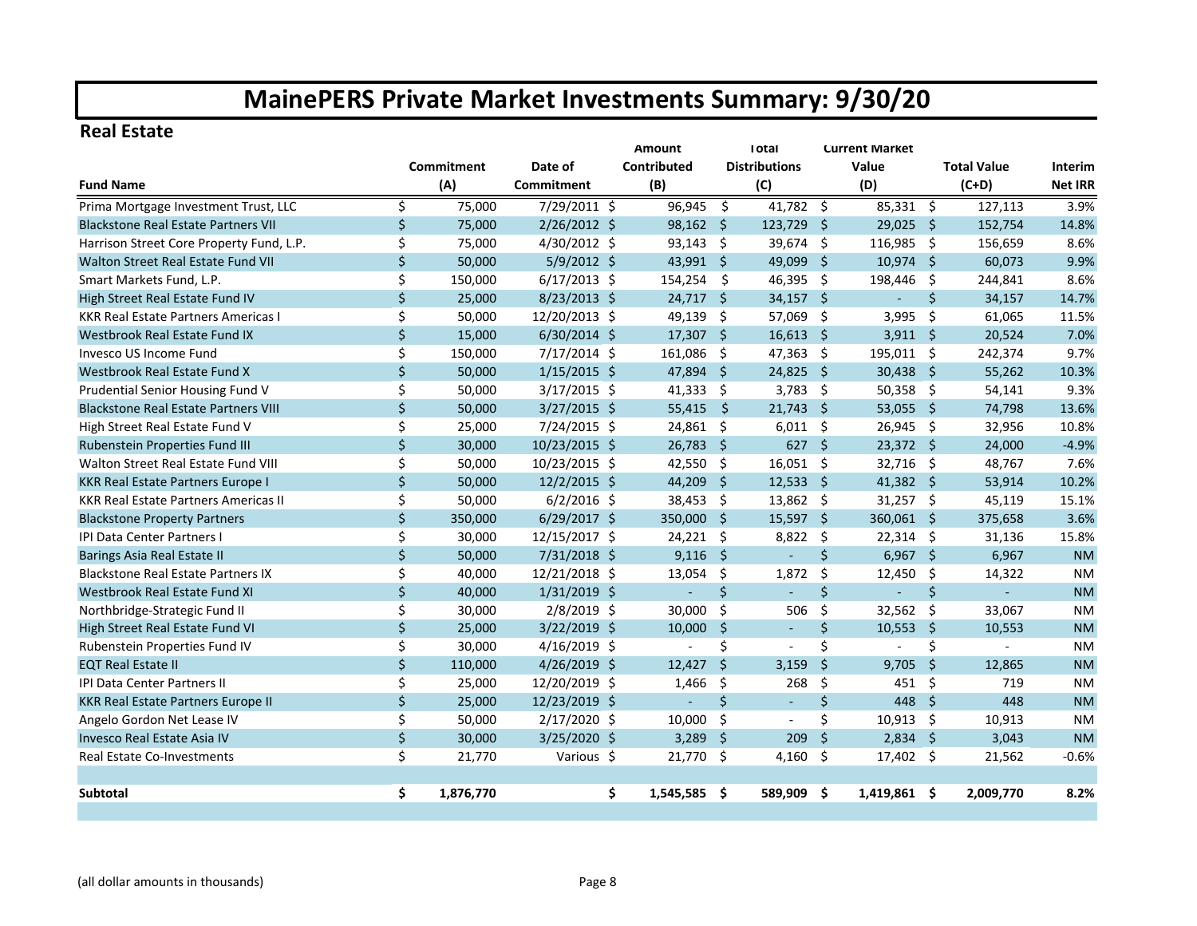# MainePERS Private Market Investments Summary: 9/30/20

## Real Estate

| Fund Name | Commitment (A) | Date of Commitment | Amount Contributed (B) | Total Distributions (C) | Current Market Value (D) | Total Value (C+D) | Interim Net IRR |
|---|---|---|---|---|---|---|---|
| Prima Mortgage Investment Trust, LLC | $ 75,000 | 7/29/2011 | $ 96,945 | $ 41,782 | $ 85,331 | $ 127,113 | 3.9% |
| Blackstone Real Estate Partners VII | $ 75,000 | 2/26/2012 | $ 98,162 | $ 123,729 | $ 29,025 | $ 152,754 | 14.8% |
| Harrison Street Core Property Fund, L.P. | $ 75,000 | 4/30/2012 | $ 93,143 | $ 39,674 | $ 116,985 | $ 156,659 | 8.6% |
| Walton Street Real Estate Fund VII | $ 50,000 | 5/9/2012 | $ 43,991 | $ 49,099 | $ 10,974 | $ 60,073 | 9.9% |
| Smart Markets Fund, L.P. | $ 150,000 | 6/17/2013 | $ 154,254 | $ 46,395 | $ 198,446 | $ 244,841 | 8.6% |
| High Street Real Estate Fund IV | $ 25,000 | 8/23/2013 | $ 24,717 | $ 34,157 | $ - | $ 34,157 | 14.7% |
| KKR Real Estate Partners Americas I | $ 50,000 | 12/20/2013 | $ 49,139 | $ 57,069 | $ 3,995 | $ 61,065 | 11.5% |
| Westbrook Real Estate Fund IX | $ 15,000 | 6/30/2014 | $ 17,307 | $ 16,613 | $ 3,911 | $ 20,524 | 7.0% |
| Invesco US Income Fund | $ 150,000 | 7/17/2014 | $ 161,086 | $ 47,363 | $ 195,011 | $ 242,374 | 9.7% |
| Westbrook Real Estate Fund X | $ 50,000 | 1/15/2015 | $ 47,894 | $ 24,825 | $ 30,438 | $ 55,262 | 10.3% |
| Prudential Senior Housing Fund V | $ 50,000 | 3/17/2015 | $ 41,333 | $ 3,783 | $ 50,358 | $ 54,141 | 9.3% |
| Blackstone Real Estate Partners VIII | $ 50,000 | 3/27/2015 | $ 55,415 | $ 21,743 | $ 53,055 | $ 74,798 | 13.6% |
| High Street Real Estate Fund V | $ 25,000 | 7/24/2015 | $ 24,861 | $ 6,011 | $ 26,945 | $ 32,956 | 10.8% |
| Rubenstein Properties Fund III | $ 30,000 | 10/23/2015 | $ 26,783 | $ 627 | $ 23,372 | $ 24,000 | -4.9% |
| Walton Street Real Estate Fund VIII | $ 50,000 | 10/23/2015 | $ 42,550 | $ 16,051 | $ 32,716 | $ 48,767 | 7.6% |
| KKR Real Estate Partners Europe I | $ 50,000 | 12/2/2015 | $ 44,209 | $ 12,533 | $ 41,382 | $ 53,914 | 10.2% |
| KKR Real Estate Partners Americas II | $ 50,000 | 6/2/2016 | $ 38,453 | $ 13,862 | $ 31,257 | $ 45,119 | 15.1% |
| Blackstone Property Partners | $ 350,000 | 6/29/2017 | $ 350,000 | $ 15,597 | $ 360,061 | $ 375,658 | 3.6% |
| IPI Data Center Partners I | $ 30,000 | 12/15/2017 | $ 24,221 | $ 8,822 | $ 22,314 | $ 31,136 | 15.8% |
| Barings Asia Real Estate II | $ 50,000 | 7/31/2018 | $ 9,116 | $ - | $ 6,967 | $ 6,967 | NM |
| Blackstone Real Estate Partners IX | $ 40,000 | 12/21/2018 | $ 13,054 | $ 1,872 | $ 12,450 | $ 14,322 | NM |
| Westbrook Real Estate Fund XI | $ 40,000 | 1/31/2019 | $ - | $ - | $ - | $ - | NM |
| Northbridge-Strategic Fund II | $ 30,000 | 2/8/2019 | $ 30,000 | $ 506 | $ 32,562 | $ 33,067 | NM |
| High Street Real Estate Fund VI | $ 25,000 | 3/22/2019 | $ 10,000 | $ - | $ 10,553 | $ 10,553 | NM |
| Rubenstein Properties Fund IV | $ 30,000 | 4/16/2019 | $ - | $ - | $ - | $ - | NM |
| EQT Real Estate II | $ 110,000 | 4/26/2019 | $ 12,427 | $ 3,159 | $ 9,705 | $ 12,865 | NM |
| IPI Data Center Partners II | $ 25,000 | 12/20/2019 | $ 1,466 | $ 268 | $ 451 | $ 719 | NM |
| KKR Real Estate Partners Europe II | $ 25,000 | 12/23/2019 | $ - | $ - | $ 448 | $ 448 | NM |
| Angelo Gordon Net Lease IV | $ 50,000 | 2/17/2020 | $ 10,000 | $ - | $ 10,913 | $ 10,913 | NM |
| Invesco Real Estate Asia IV | $ 30,000 | 3/25/2020 | $ 3,289 | $ 209 | $ 2,834 | $ 3,043 | NM |
| Real Estate Co-Investments | $ 21,770 | Various | $ 21,770 | $ 4,160 | $ 17,402 | $ 21,562 | -0.6% |
| | | | | | | | |
| **Subtotal** | **$ 1,876,770** | | **$ 1,545,585** | **$ 589,909** | **$ 1,419,861** | **$ 2,009,770** | **8.2%** |

(all dollar amounts in thousands)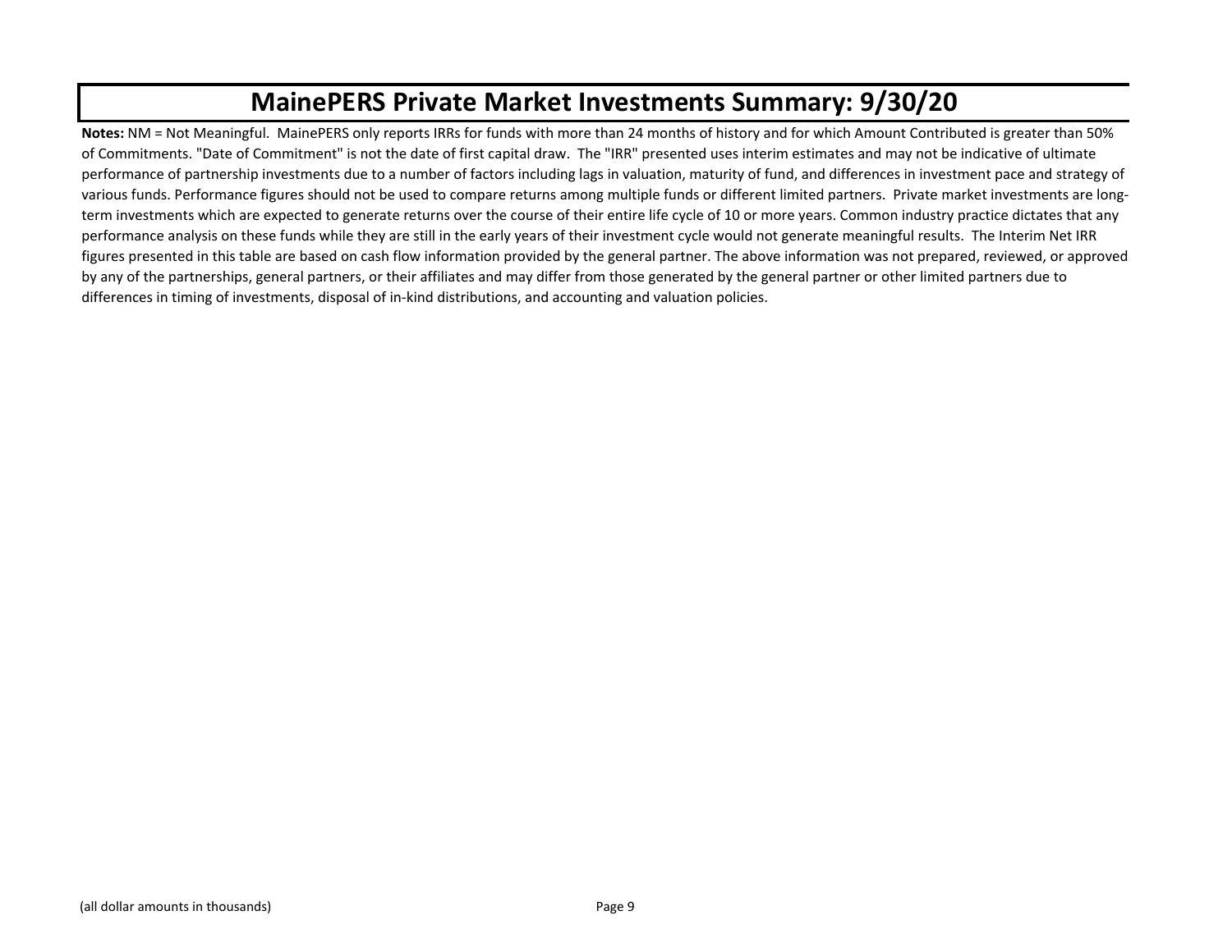# MainePERS Private Market Investments Summary: 9/30/20

**Notes:** NM = Not Meaningful. MainePERS only reports IRRs for funds with more than 24 months of history and for which Amount Contributed is greater than 50% of Commitments. "Date of Commitment" is not the date of first capital draw. The "IRR" presented uses interim estimates and may not be indicative of ultimate performance of partnership investments due to a number of factors including lags in valuation, maturity of fund, and differences in investment pace and strategy of various funds. Performance figures should not be used to compare returns among multiple funds or different limited partners. Private market investments are long-term investments which are expected to generate returns over the course of their entire life cycle of 10 or more years. Common industry practice dictates that any performance analysis on these funds while they are still in the early years of their investment cycle would not generate meaningful results. The Interim Net IRR figures presented in this table are based on cash flow information provided by the general partner. The above information was not prepared, reviewed, or approved by any of the partnerships, general partners, or their affiliates and may differ from those generated by the general partner or other limited partners due to differences in timing of investments, disposal of in-kind distributions, and accounting and valuation policies.

(all dollar amounts in thousands)